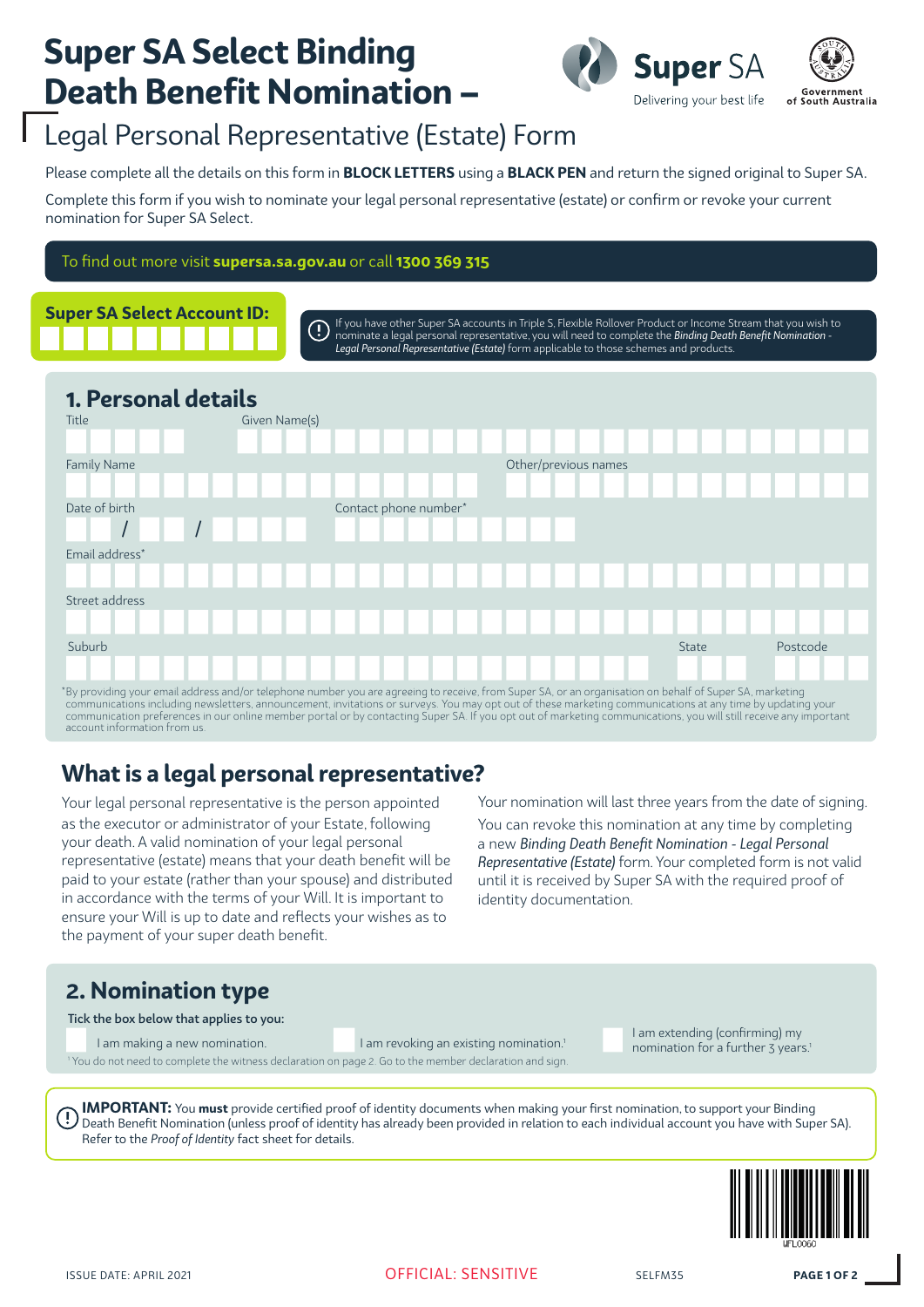# Super SA Select Binding Death Benefit Nomination – Legal Personal Representative (Estate) Form

Super SA — Delivering your best life

Government of South Australia

Please complete all the details on this form in **BLOCK LETTERS** using a **BLACK PEN** and return the signed original to Super SA.

Complete this form if you wish to nominate your legal personal representative (estate) or confirm or revoke your current nomination for Super SA Select.

To find out more visit **supersa.sa.gov.au** or call **1300 369 315**

**Super SA Select Account ID:**

If you have other Super SA accounts in Triple S, Flexible Rollover Product or Income Stream that you wish to nominate a legal personal representative, you will need to complete the *Binding Death Benefit Nomination - Legal Personal Representative (Estate)* form applicable to those schemes and products.

## 1. Personal details

Title

Given Name(s)

Family Name

Other/previous names

Date of birth &nbsp;&nbsp; / &nbsp;&nbsp; /

Contact phone number*

Email address*

Street address

Suburb

State

Postcode

*By providing your email address and/or telephone number you are agreeing to receive, from Super SA, or an organisation on behalf of Super SA, marketing communications including newsletters, announcement, invitations or surveys. You may opt out of these marketing communications at any time by updating your communication preferences in our online member portal or by contacting Super SA. If you opt out of marketing communications, you will still receive any important account information from us.

## What is a legal personal representative?

Your legal personal representative is the person appointed as the executor or administrator of your Estate, following your death. A valid nomination of your legal personal representative (estate) means that your death benefit will be paid to your estate (rather than your spouse) and distributed in accordance with the terms of your Will. It is important to ensure your Will is up to date and reflects your wishes as to the payment of your super death benefit.

Your nomination will last three years from the date of signing.

You can revoke this nomination at any time by completing a new *Binding Death Benefit Nomination - Legal Personal Representative (Estate)* form. Your completed form is not valid until it is received by Super SA with the required proof of identity documentation.

## 2. Nomination type

**Tick the box below that applies to you:**

- ☐ I am making a new nomination.
- ☐ I am revoking an existing nomination.[1]
- ☐ I am extending (confirming) my nomination for a further 3 years.[1]

[1] You do not need to complete the witness declaration on page 2. Go to the member declaration and sign.

**IMPORTANT:** You **must** provide certified proof of identity documents when making your first nomination, to support your Binding Death Benefit Nomination (unless proof of identity has already been provided in relation to each individual account you have with Super SA). Refer to the *Proof of Identity* fact sheet for details.

UFL0060

ISSUE DATE: APRIL 2021 &nbsp;&nbsp; OFFICIAL: SENSITIVE &nbsp;&nbsp; SELFM35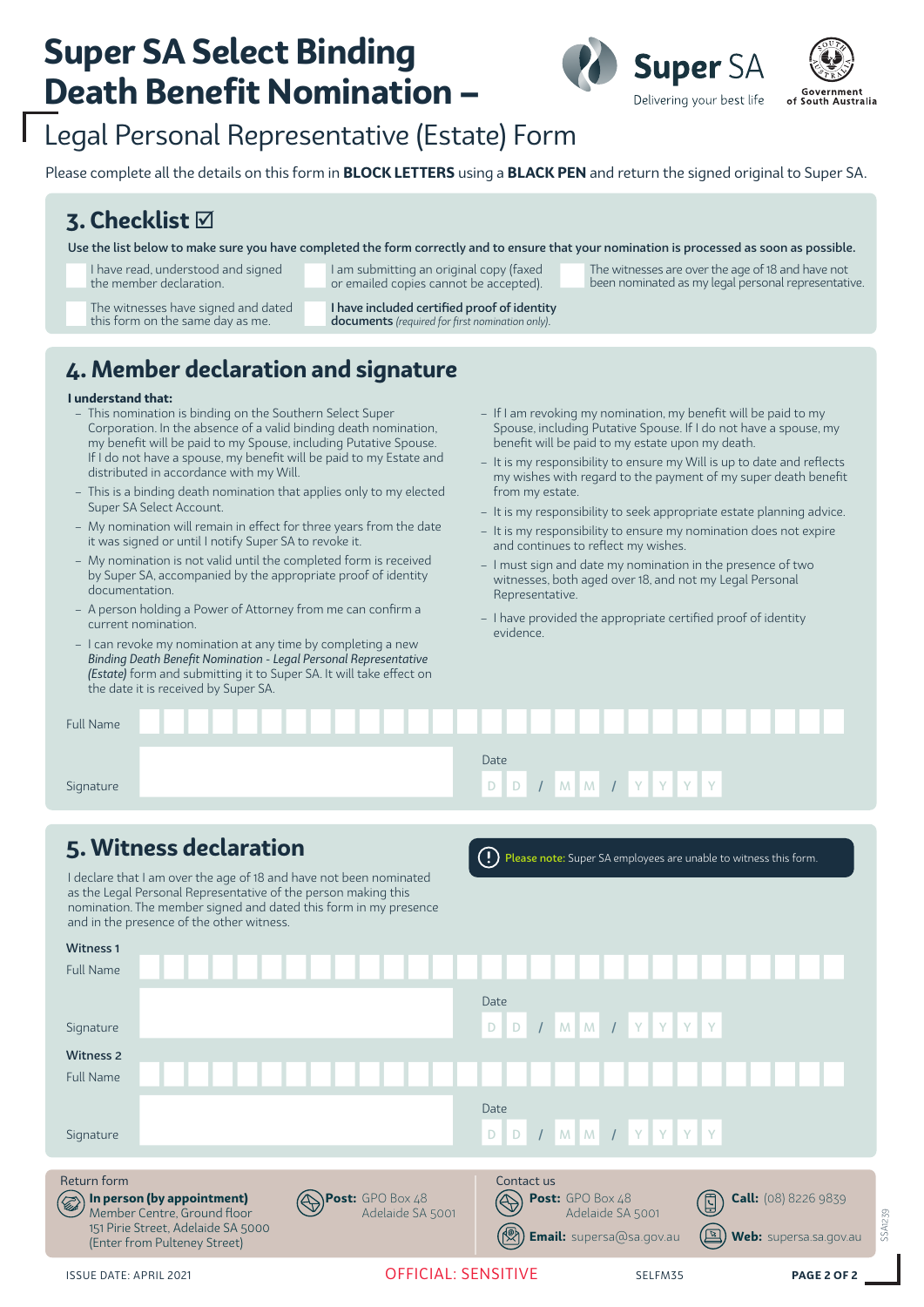# Super SA Select Binding Death Benefit Nomination –

Super SA
Delivering your best life

Government of South Australia

## Legal Personal Representative (Estate) Form

Please complete all the details on this form in **BLOCK LETTERS** using a **BLACK PEN** and return the signed original to Super SA.

## 3. Checklist ☑

**Use the list below to make sure you have completed the form correctly and to ensure that your nomination is processed as soon as possible.**

- ☐ I have read, understood and signed the member declaration.
- ☐ I am submitting an original copy (faxed or emailed copies cannot be accepted).
- ☐ The witnesses are over the age of 18 and have not been nominated as my legal personal representative.
- ☐ The witnesses have signed and dated this form on the same day as me.
- ☐ **I have included certified proof of identity documents** *(required for first nomination only).*

## 4. Member declaration and signature

**I understand that:**

- This nomination is binding on the Southern Select Super Corporation. In the absence of a valid binding death nomination, my benefit will be paid to my Spouse, including Putative Spouse. If I do not have a spouse, my benefit will be paid to my Estate and distributed in accordance with my Will.
- This is a binding death nomination that applies only to my elected Super SA Select Account.
- My nomination will remain in effect for three years from the date it was signed or until I notify Super SA to revoke it.
- My nomination is not valid until the completed form is received by Super SA, accompanied by the appropriate proof of identity documentation.
- A person holding a Power of Attorney from me can confirm a current nomination.
- I can revoke my nomination at any time by completing a new *Binding Death Benefit Nomination - Legal Personal Representative (Estate)* form and submitting it to Super SA. It will take effect on the date it is received by Super SA.
- If I am revoking my nomination, my benefit will be paid to my Spouse, including Putative Spouse. If I do not have a spouse, my benefit will be paid to my estate upon my death.
- It is my responsibility to ensure my Will is up to date and reflects my wishes with regard to the payment of my super death benefit from my estate.
- It is my responsibility to seek appropriate estate planning advice.
- It is my responsibility to ensure my nomination does not expire and continues to reflect my wishes.
- I must sign and date my nomination in the presence of two witnesses, both aged over 18, and not my Legal Personal Representative.
- I have provided the appropriate certified proof of identity evidence.

Full Name

Signature

Date D D / M M / Y Y Y Y

## 5. Witness declaration

**Please note:** Super SA employees are unable to witness this form.

I declare that I am over the age of 18 and have not been nominated as the Legal Personal Representative of the person making this nomination. The member signed and dated this form in my presence and in the presence of the other witness.

**Witness 1**

Full Name

Signature

Date D D / M M / Y Y Y Y

**Witness 2**

Full Name

Signature

Date D D / M M / Y Y Y Y

---

**Return form**

**In person (by appointment)** Member Centre, Ground floor, 151 Pirie Street, Adelaide SA 5000 (Enter from Pulteney Street)

**Post:** GPO Box 48 Adelaide SA 5001

**Contact us**

**Post:** GPO Box 48 Adelaide SA 5001

**Call:** (08) 8226 9839

**Email:** supersa@sa.gov.au

**Web:** supersa.sa.gov.au

SSA1239

ISSUE DATE: APRIL 2021 OFFICIAL: SENSITIVE SELFM35